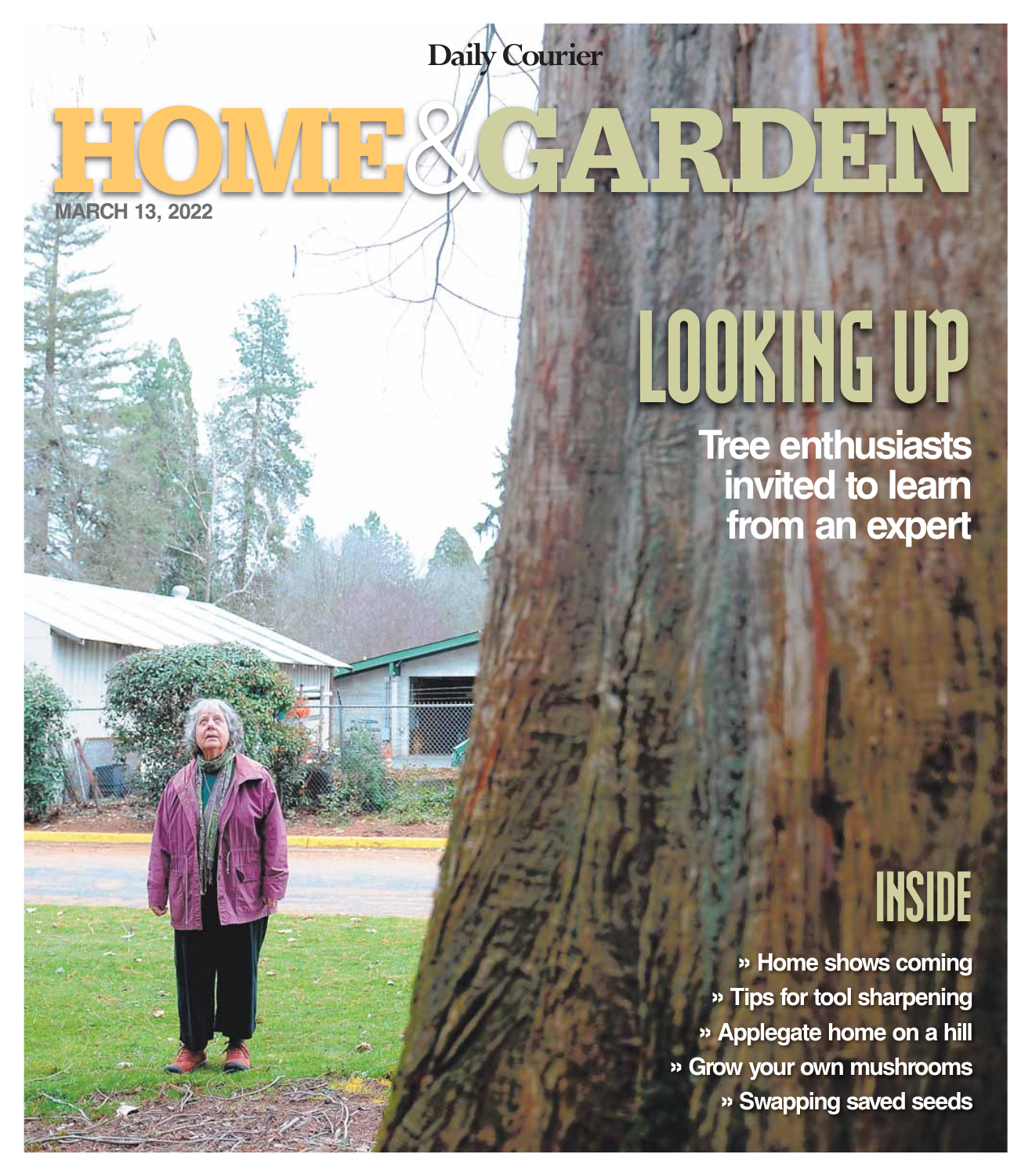Daily Courier

# HOME&GARDEN

MARCH 13, 2022

## LOOKING UP

**Tree enthusiasts invited to learn from an expert**

## INSIDE

- » Home shows coming
- » Tips for tool sharpening
- » Applegate home on a hill
- » Grow your own mushrooms
- » Swapping saved seeds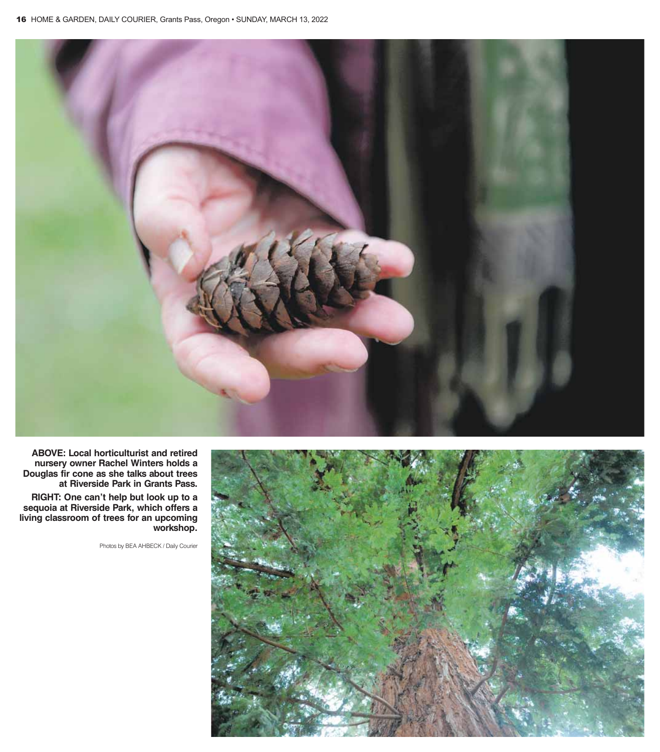**ABOVE: Local horticulturist and retired nursery owner Rachel Winters holds a Douglas fir cone as she talks about trees at Riverside Park in Grants Pass.**

**RIGHT: One can't help but look up to a sequoia at Riverside Park, which offers a living classroom of trees for an upcoming workshop.**

Photos by BEA AHBECK / Daily Courier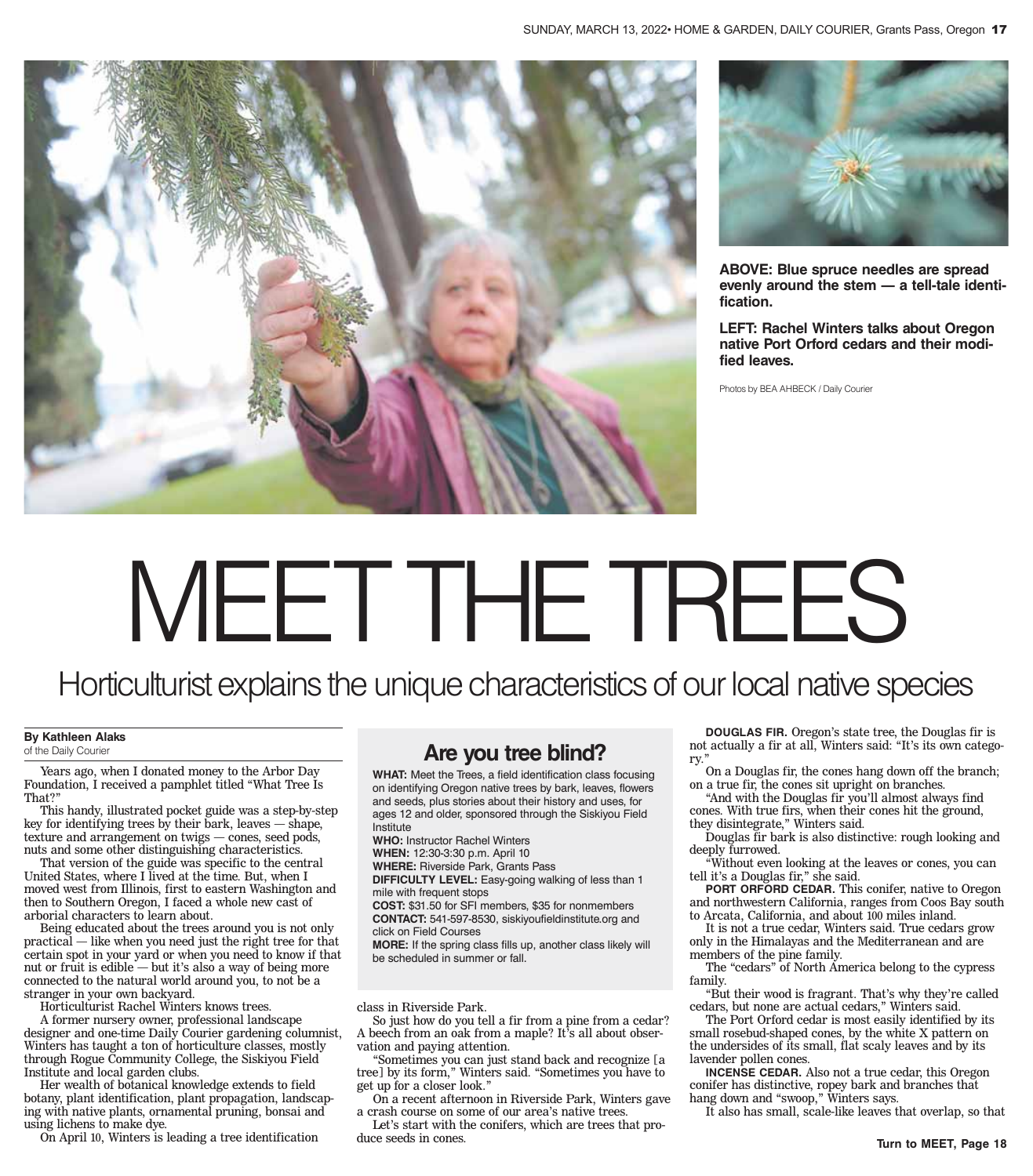ABOVE: **Blue spruce needles are spread evenly around the stem — a tell-tale identification.**

LEFT: **Rachel Winters talks about Oregon native Port Orford cedars and their modified leaves.**

Photos by BEA AHBECK / Daily Courier

# MEET THE TREES

## Horticulturist explains the unique characteristics of our local native species

**By Kathleen Alaks**
of the Daily Courier

Years ago, when I donated money to the Arbor Day Foundation, I received a pamphlet titled "What Tree Is That?"

This handy, illustrated pocket guide was a step-by-step key for identifying trees by their bark, leaves — shape, texture and arrangement on twigs — cones, seed pods, nuts and some other distinguishing characteristics.

That version of the guide was specific to the central United States, where I lived at the time. But, when I moved west from Illinois, first to eastern Washington and then to Southern Oregon, I faced a whole new cast of arborial characters to learn about.

Being educated about the trees around you is not only practical — like when you need just the right tree for that certain spot in your yard or when you need to know if that nut or fruit is edible — but it's also a way of being more connected to the natural world around you, to not be a stranger in your own backyard.

Horticulturist Rachel Winters knows trees.

A former nursery owner, professional landscape designer and one-time Daily Courier gardening columnist, Winters has taught a ton of horticulture classes, mostly through Rogue Community College, the Siskiyou Field Institute and local garden clubs.

Her wealth of botanical knowledge extends to field botany, plant identification, plant propagation, landscaping with native plants, ornamental pruning, bonsai and using lichens to make dye.

On April 10, Winters is leading a tree identification class in Riverside Park.

So just how do you tell a fir from a pine from a cedar? A beech from an oak from a maple? It's all about observation and paying attention.

"Sometimes you can just stand back and recognize [a tree] by its form," Winters said. "Sometimes you have to get up for a closer look."

On a recent afternoon in Riverside Park, Winters gave a crash course on some of our area's native trees.

Let's start with the conifers, which are trees that produce seeds in cones.

### Are you tree blind?

**WHAT:** Meet the Trees, a field identification class focusing on identifying Oregon native trees by bark, leaves, flowers and seeds, plus stories about their history and uses, for ages 12 and older, sponsored through the Siskiyou Field Institute

**WHO:** Instructor Rachel Winters

**WHEN:** 12:30-3:30 p.m. April 10

**WHERE:** Riverside Park, Grants Pass

**DIFFICULTY LEVEL:** Easy-going walking of less than 1 mile with frequent stops

**COST:** $31.50 for SFI members, $35 for nonmembers

**CONTACT:** 541-597-8530, siskiyoufieldinstitute.org and click on Field Courses

**MORE:** If the spring class fills up, another class likely will be scheduled in summer or fall.

**DOUGLAS FIR.** Oregon's state tree, the Douglas fir is not actually a fir at all, Winters said: "It's its own category."

On a Douglas fir, the cones hang down off the branch; on a true fir, the cones sit upright on branches.

"And with the Douglas fir you'll almost always find cones. With true firs, when their cones hit the ground, they disintegrate," Winters said.

Douglas fir bark is also distinctive: rough looking and deeply furrowed.

"Without even looking at the leaves or cones, you can tell it's a Douglas fir," she said.

**PORT ORFORD CEDAR.** This conifer, native to Oregon and northwestern California, ranges from Coos Bay south to Arcata, California, and about 100 miles inland.

It is not a true cedar, Winters said. True cedars grow only in the Himalayas and the Mediterranean and are members of the pine family.

The "cedars" of North America belong to the cypress family.

"But their wood is fragrant. That's why they're called cedars, but none are actual cedars," Winters said.

The Port Orford cedar is most easily identified by its small rosebud-shaped cones, by the white X pattern on the undersides of its small, flat scaly leaves and by its lavender pollen cones.

**INCENSE CEDAR.** Also not a true cedar, this Oregon conifer has distinctive, ropey bark and branches that hang down and "swoop," Winters says.

It also has small, scale-like leaves that overlap, so that

**Turn to MEET, Page 18**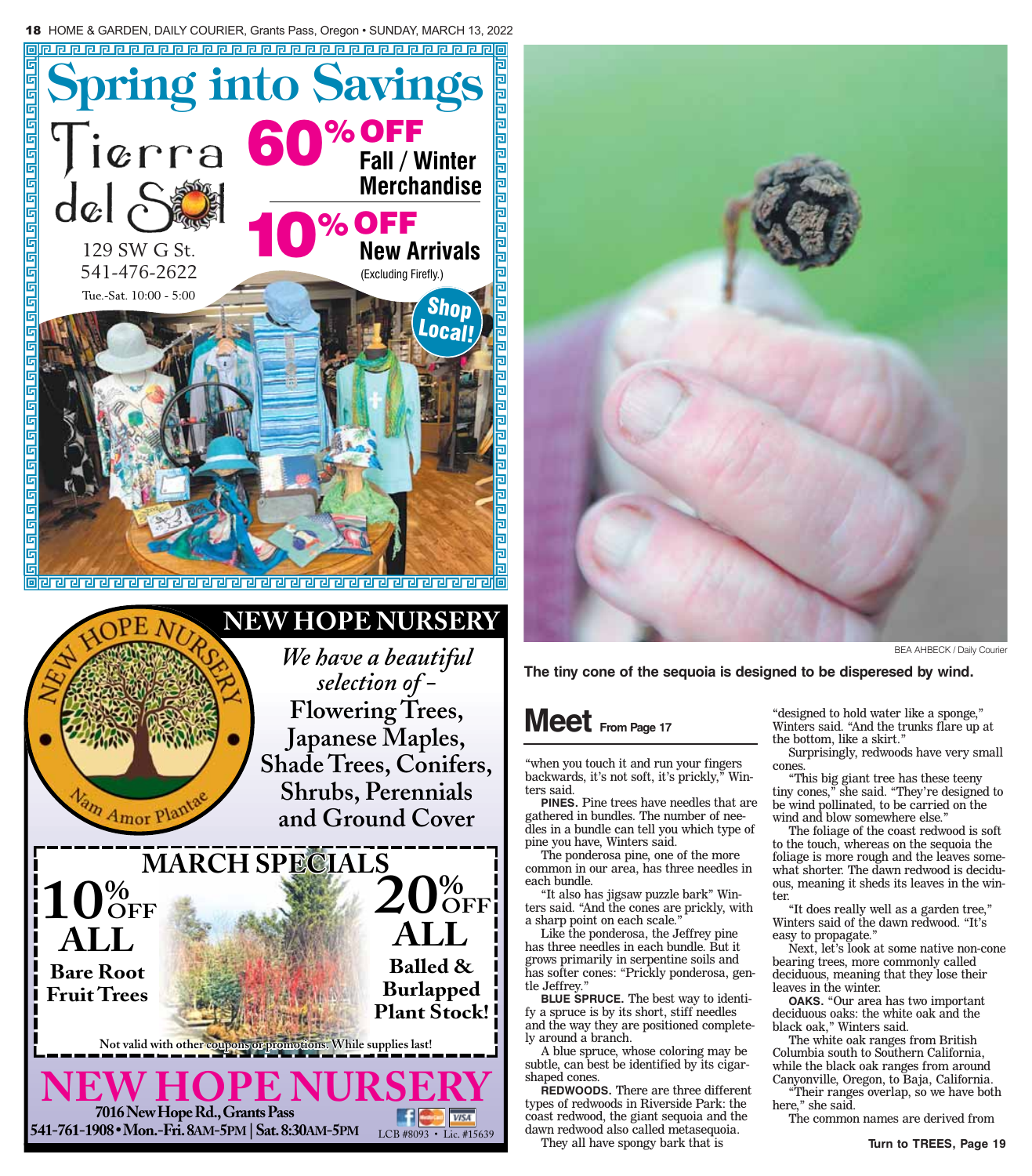# Spring into Savings

Tierra del Sol

129 SW G St.
541-476-2622
Tue.-Sat. 10:00 - 5:00

**60% OFF** Fall / Winter Merchandise

**10% OFF** New Arrivals (Excluding Firefly.)

Shop Local!

# NEW HOPE NURSERY

Nam Amor Plantae

*We have a beautiful selection of –*
**Flowering Trees, Japanese Maples, Shade Trees, Conifers, Shrubs, Perennials and Ground Cover**

## MARCH SPECIALS

**10% OFF ALL** Bare Root Fruit Trees

**20% OFF ALL** Balled & Burlapped Plant Stock!

Not valid with other coupons or promotions. While supplies last!

## NEW HOPE NURSERY

7016 New Hope Rd., Grants Pass
541-761-1908 • Mon.-Fri. 8AM-5PM | Sat. 8:30AM-5PM
LCB #8093 • Lic. #15639

BEA AHBECK / Daily Courier

**The tiny cone of the sequoia is designed to be disperesed by wind.**

## Meet From Page 17

"when you touch it and run your fingers backwards, it's not soft, it's prickly," Winters said.

**PINES.** Pine trees have needles that are gathered in bundles. The number of needles in a bundle can tell you which type of pine you have, Winters said.

The ponderosa pine, one of the more common in our area, has three needles in each bundle.

"It also has jigsaw puzzle bark" Winters said. "And the cones are prickly, with a sharp point on each scale."

Like the ponderosa, the Jeffrey pine has three needles in each bundle. But it grows primarily in serpentine soils and has softer cones: "Prickly ponderosa, gentle Jeffrey."

**BLUE SPRUCE.** The best way to identify a spruce is by its short, stiff needles and the way they are positioned completely around a branch.

A blue spruce, whose coloring may be subtle, can best be identified by its cigar-shaped cones.

**REDWOODS.** There are three different types of redwoods in Riverside Park: the coast redwood, the giant sequoia and the dawn redwood also called metasequoia.

They all have spongy bark that is "designed to hold water like a sponge," Winters said. "And the trunks flare up at the bottom, like a skirt."

Surprisingly, redwoods have very small cones.

"This big giant tree has these teeny tiny cones," she said. "They're designed to be wind pollinated, to be carried on the wind and blow somewhere else."

The foliage of the coast redwood is soft to the touch, whereas on the sequoia the foliage is more rough and the leaves somewhat shorter. The dawn redwood is deciduous, meaning it sheds its leaves in the winter.

"It does really well as a garden tree," Winters said of the dawn redwood. "It's easy to propagate."

Next, let's look at some native non-cone bearing trees, more commonly called deciduous, meaning that they lose their leaves in the winter.

**OAKS.** "Our area has two important deciduous oaks: the white oak and the black oak," Winters said.

The white oak ranges from British Columbia south to Southern California, while the black oak ranges from around Canyonville, Oregon, to Baja, California.

"Their ranges overlap, so we have both here," she said.

The common names are derived from

**Turn to TREES, Page 19**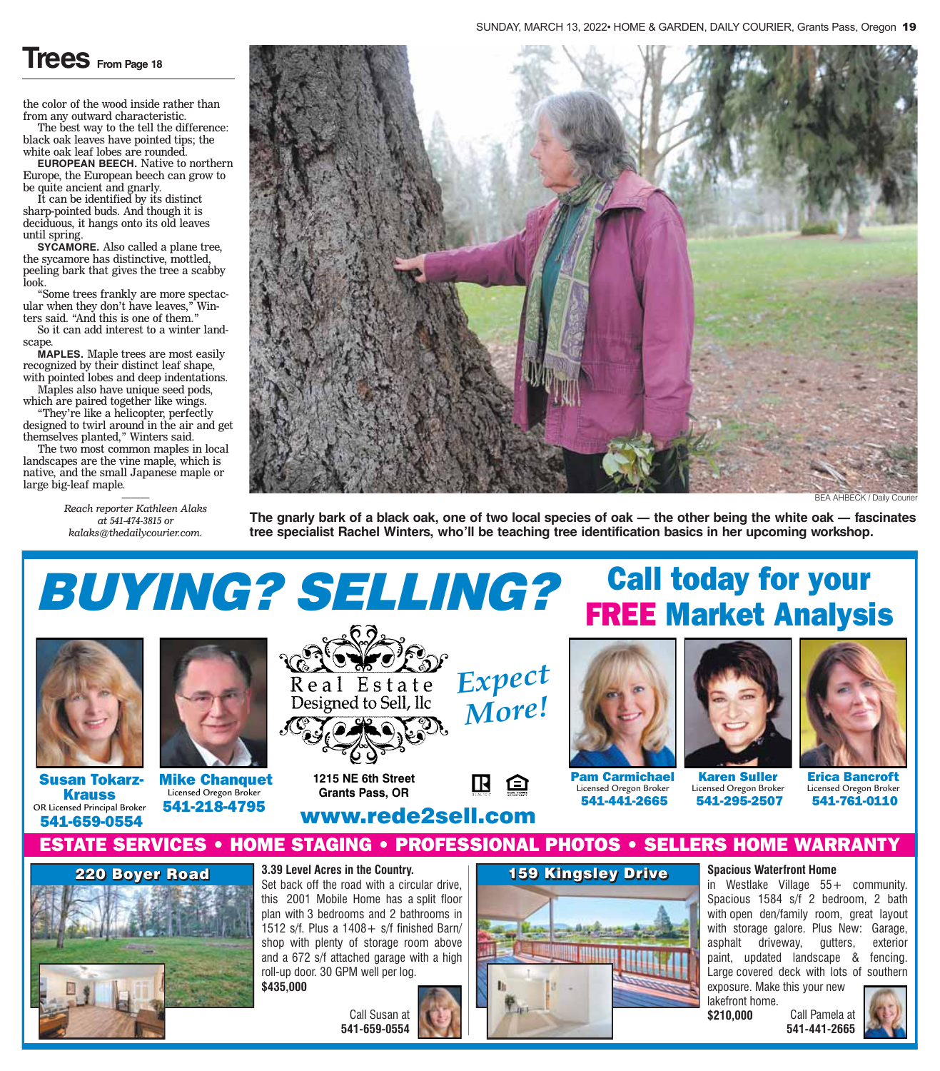# Trees From Page 18

the color of the wood inside rather than from any outward characteristic.

The best way to the tell the difference: black oak leaves have pointed tips; the white oak leaf lobes are rounded.

**EUROPEAN BEECH.** Native to northern Europe, the European beech can grow to be quite ancient and gnarly.

It can be identified by its distinct sharp-pointed buds. And though it is deciduous, it hangs onto its old leaves until spring.

**SYCAMORE.** Also called a plane tree, the sycamore has distinctive, mottled, peeling bark that gives the tree a scabby look.

"Some trees frankly are more spectacular when they don't have leaves," Winters said. "And this is one of them."

So it can add interest to a winter landscape.

**MAPLES.** Maple trees are most easily recognized by their distinct leaf shape, with pointed lobes and deep indentations.

Maples also have unique seed pods, which are paired together like wings.

"They're like a helicopter, perfectly designed to twirl around in the air and get themselves planted," Winters said.

The two most common maples in local landscapes are the vine maple, which is native, and the small Japanese maple or large big-leaf maple.

*Reach reporter Kathleen Alaks at 541-474-3815 or kalaks@thedailycourier.com.*

BEA AHBECK / Daily Courier

**The gnarly bark of a black oak, one of two local species of oak — the other being the white oak — fascinates tree specialist Rachel Winters, who'll be teaching tree identification basics in her upcoming workshop.**

---

# BUYING? SELLING?

## Call today for your FREE Market Analysis

Real Estate Designed to Sell, llc — *Expect More!*

1215 NE 6th Street
Grants Pass, OR

www.rede2sell.com

**Susan Tokarz-Krauss** — OR Licensed Principal Broker — 541-659-0554

**Mike Chanquet** — Licensed Oregon Broker — 541-218-4795

**Pam Carmichael** — Licensed Oregon Broker — 541-441-2665

**Karen Suller** — Licensed Oregon Broker — 541-295-2507

**Erica Bancroft** — Licensed Oregon Broker — 541-761-0110

**ESTATE SERVICES • HOME STAGING • PROFESSIONAL PHOTOS • SELLERS HOME WARRANTY**

### 220 Boyer Road

**3.39 Level Acres in the Country.**
Set back off the road with a circular drive, this 2001 Mobile Home has a split floor plan with 3 bedrooms and 2 bathrooms in 1512 s/f. Plus a 1408+ s/f finished Barn/shop with plenty of storage room above and a 672 s/f attached garage with a high roll-up door. 30 GPM well per log.
**$435,000**

Call Susan at **541-659-0554**

### 159 Kingsley Drive

**Spacious Waterfront Home**
in Westlake Village 55+ community. Spacious 1584 s/f 2 bedroom, 2 bath with open den/family room, great layout with storage galore. Plus New: Garage, asphalt driveway, gutters, exterior paint, updated landscape & fencing. Large covered deck with lots of southern exposure. Make this your new lakefront home.
**$210,000**

Call Pamela at **541-441-2665**